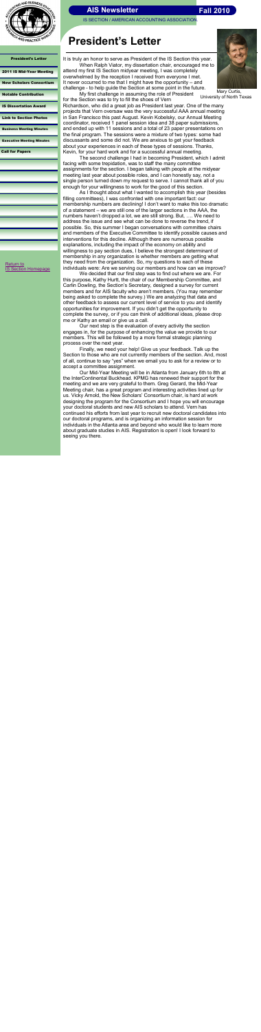**AIS Newsletter** **Fall 2010**

IS SECTION / AMERICAN ACCOUNTING ASSOCIATION.

- President's Letter
- 2011 IS Mid-Year Meeting
- New Scholars Consortium
- Notable Contribution
- IS Dissertation Award
- Link to Section Photos
- Business Meeting Minutes
- Executive Meeting Minutes
- Call for Papers

Return to IS Section Homepage

# President's Letter

It is truly an honor to serve as President of the IS Section this year.

When Ralph Viator, my dissertation chair, encouraged me to attend my first IS Section midyear meeting, I was completely overwhelmed by the reception I received from everyone I met. It never occurred to me that I might have the opportunity – and challenge - to help guide the Section at some point in the future.

Mary Curtis,
University of North Texas

My first challenge in assuming the role of President for the Section was to try to fill the shoes of Vern Richardson, who did a great job as President last year. One of the many projects that Vern oversaw was the very successful AAA annual meeting in San Francisco this past August. Kevin Kobelsky, our Annual Meeting coordinator, received 1 panel session idea and 38 paper submissions, and ended up with 11 sessions and a total of 23 paper presentations on the final program. The sessions were a mixture of two types: some had discussants and some did not. We are anxious to get your feedback about your experiences in each of these types of sessions. Thanks, Kevin, for your hard work and for a successful annual meeting.

The second challenge I had in becoming President, which I admit facing with some trepidation, was to staff the many committee assignments for the section. I began talking with people at the midyear meeting last year about possible roles, and I can honestly say, not a single person turned down my request to serve. I cannot thank all of you enough for your willingness to work for the good of this section.

As I thought about what I wanted to accomplish this year (besides filling committees), I was confronted with one important fact: our membership numbers are declining! I don't want to make this too dramatic of a statement – we are still one of the larger sections in the AAA, the numbers haven't dropped a lot, we are still strong. But, …. We need to address the issue and see what can be done to reverse the trend, if possible. So, this summer I began conversations with committee chairs and members of the Executive Committee to identify possible causes and interventions for this decline. Although there are numerous possible explanations, including the impact of the economy on ability and willingness to pay section dues, I believe the strongest determinant of membership in any organization is whether members are getting what they need from the organization. So, my questions to each of these individuals were: Are we serving our members and how can we improve?

We decided that our first step was to find out where we are. For this purpose, Kathy Hurtt, the chair of our Membership Committee, and Carlin Dowling, the Section's Secretary, designed a survey for current members and for AIS faculty who aren't members. (You may remember being asked to complete the survey.) We are analyzing that data and other feedback to assess our current level of service to you and identify opportunities for improvement. If you didn't get the opportunity to complete the survey, or if you can think of additional ideas, please drop me or Kathy an email or give us a call.

Our next step is the evaluation of every activity the section engages in, for the purpose of enhancing the value we provide to our members. This will be followed by a more formal strategic planning process over the next year.

Finally, we need your help! Give us your feedback. Talk up the Section to those who are not currently members of the section. And, most of all, continue to say "yes" when we email you to ask for a review or to accept a committee assignment.

Our Mid-Year Meeting will be in Atlanta from January 6th to 8th at the InterContinental Buckhead. KPMG has renewed their support for the meeting and we are very grateful to them. Greg Gerard, the Mid-Year Meeting chair, has a great program and interesting activities lined up for us. Vicky Arnold, the New Scholars' Consortium chair, is hard at work designing the program for the Consortium and I hope you will encourage your doctoral students and new AIS scholars to attend. Vern has continued his efforts from last year to recruit new doctoral candidates into our doctoral programs, and is organizing an information session for individuals in the Atlanta area and beyond who would like to learn more about graduate studies in AIS. Registration is open! I look forward to seeing you there.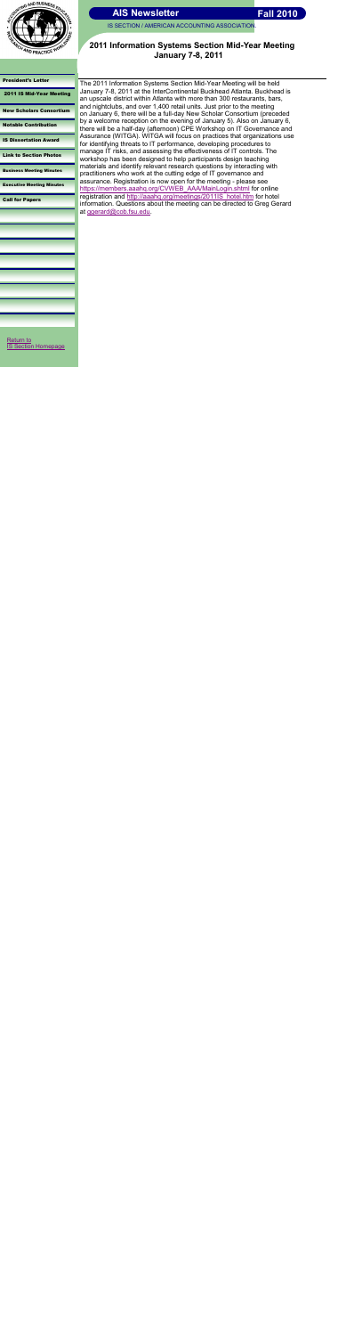## 2011 Information Systems Section Mid-Year Meeting January 7-8, 2011

The 2011 Information Systems Section Mid-Year Meeting will be held January 7-8, 2011 at the InterContinental Buckhead Atlanta. Buckhead is an upscale district within Atlanta with more than 300 restaurants, bars, and nightclubs, and over 1,400 retail units. Just prior to the meeting on January 6, there will be a full-day New Scholar Consortium (preceded by a welcome reception on the evening of January 5). Also on January 6, there will be a half-day (afternoon) CPE Workshop on IT Governance and Assurance (WITGA). WITGA will focus on practices that organizations use for identifying threats to IT performance, developing procedures to manage IT risks, and assessing the effectiveness of IT controls. The workshop has been designed to help participants design teaching materials and identify relevant research questions by interacting with practitioners who work at the cutting edge of IT governance and assurance. Registration is now open for the meeting - please see https://members.aaahq.org/CVWEB_AAA/MainLogin.shtml for online registration and http://aaahq.org/meetings/2011IS_hotel.htm for hotel information. Questions about the meeting can be directed to Greg Gerard at ggerard@cob.fsu.edu.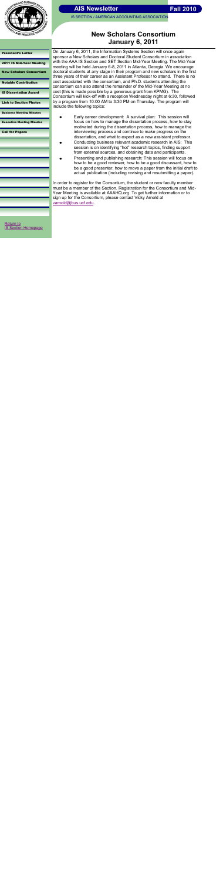# New Scholars Consortium
## January 6, 2011

On January 6, 2011, the Information Systems Section will once again sponsor a New Scholars and Doctoral Student Consortium in association with the AAA IS Section and SET Section Mid-Year Meeting. The Mid-Year meeting will be held January 6-8, 2011 in Atlanta, Georgia. We encourage doctoral students at any stage in their program and new scholars in the first three years of their career as an Assistant Professor to attend. There is no cost associated with the consortium, and Ph.D. students attending the consortium can also attend the remainder of the Mid-Year Meeting at no cost (this is made possible by a generous grant from KPMG). The Consortium will kick-off with a reception Wednesday night at 6:30, followed by a program from 10:00 AM to 3:30 PM on Thursday. The program will include the following topics:

- Early career development: A survival plan: This session will focus on how to manage the dissertation process, how to stay motivated during the dissertation process, how to manage the interviewing process and continue to make progress on the dissertation, and what to expect as a new assistant professor.
- Conducting business relevant academic research in AIS: This session is on identifying "hot" research topics, finding support from external sources, and obtaining data and participants.
- Presenting and publishing research: This session will focus on how to be a good reviewer, how to be a good discussant, how to be a good presenter, how to move a paper from the initial draft to actual publication (including revising and resubmitting a paper).

In order to register for the Consortium, the student or new faculty member must be a member of the Section. Registration for the Consortium and Mid-Year Meeting is available at AAAHQ.org. To get further information or to sign up for the Consortium, please contact Vicky Arnold at varnold@bus.ucf.edu.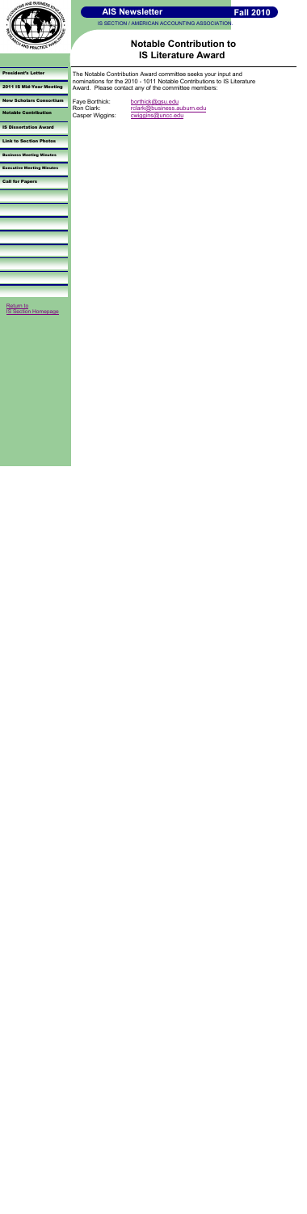AIS Newsletter

Fall 2010

IS SECTION / AMERICAN ACCOUNTING ASSOCIATION

- President's Letter
- 2011 IS Mid-Year Meeting
- New Scholars Consortium
- Notable Contribution
- IS Dissertation Award
- Link to Section Photos
- Business Meeting Minutes
- Executive Meeting Minutes
- Call for Papers

Return to IS Section Homepage

# Notable Contribution to IS Literature Award

The Notable Contribution Award committee seeks your input and nominations for the 2010 - 1011 Notable Contributions to IS Literature Award. Please contact any of the committee members:

Faye Borthick: borthick@gsu.edu
Ron Clark: rclark@business.auburn.edu
Casper Wiggins: cwiggins@uncc.edu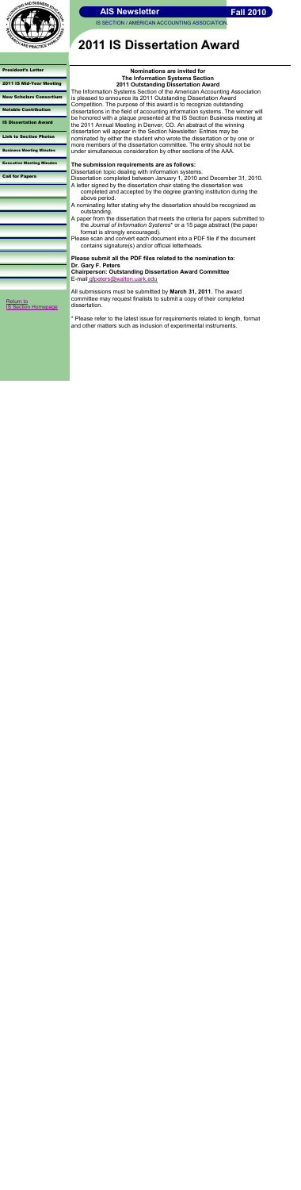# AIS Newsletter

**Fall 2010**

IS SECTION / AMERICAN ACCOUNTING ASSOCIATION

# 2011 IS Dissertation Award

- President's Letter
- 2011 IS Mid-Year Meeting
- New Scholars Consortium
- Notable Contribution
- IS Dissertation Award
- Link to Section Photos
- Business Meeting Minutes
- Executive Meeting Minutes
- Call for Papers

Return to IS Section Homepage

**Nominations are invited for**
**The Information Systems Section**
**2011 Outstanding Dissertation Award**

The Information Systems Section of the American Accounting Association is pleased to announce its 2011 Outstanding Dissertation Award Competition. The purpose of this award is to recognize outstanding dissertations in the field of accounting information systems. The winner will be honored with a plaque presented at the IS Section Business meeting at the 2011 Annual Meeting in Denver, CO. An abstract of the winning dissertation will appear in the Section Newsletter. Entries may be nominated by either the student who wrote the dissertation or by one or more members of the dissertation committee. The entry should not be under simultaneous consideration by other sections of the AAA.

**The submission requirements are as follows:**

- Dissertation topic dealing with information systems.
- Dissertation completed between January 1, 2010 and December 31, 2010.
- A letter signed by the dissertation chair stating the dissertation was completed and accepted by the degree granting institution during the above period.
- A nominating letter stating why the dissertation should be recognized as outstanding.
- A paper from the dissertation that meets the criteria for papers submitted to the *Journal of Information Systems*\* or a 15 page abstract (the paper format is strongly encouraged).
- Please scan and convert each document into a PDF file if the document contains signature(s) and/or official letterheads.

**Please submit all the PDF files related to the nomination to:**
**Dr. Gary F. Peters**
**Chairperson: Outstanding Dissertation Award Committee**
E-mail gfpeters@walton.uark.edu

All submissions must be submitted by **March 31, 2011**. The award committee may request finalists to submit a copy of their completed dissertation.

\* Please refer to the latest issue for requirements related to length, format and other matters such as inclusion of experimental instruments.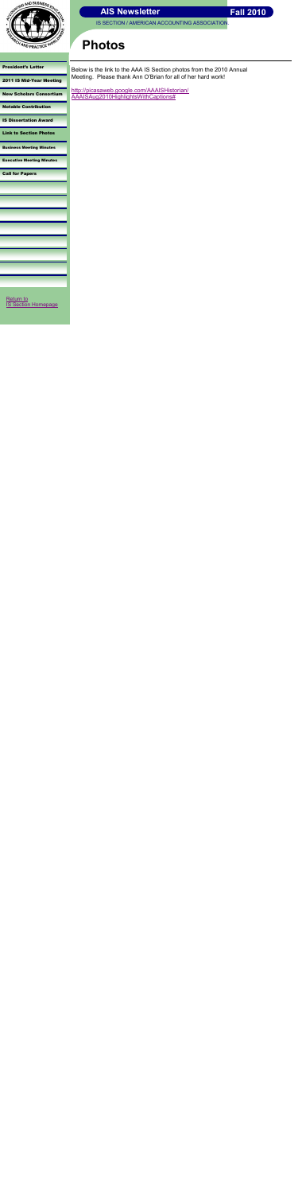# Photos

Below is the link to the AAA IS Section photos from the 2010 Annual Meeting. Please thank Ann O'Brian for all of her hard work!

http://picasaweb.google.com/AAAISHistorian/AAAISAug2010HighlightsWithCaptions#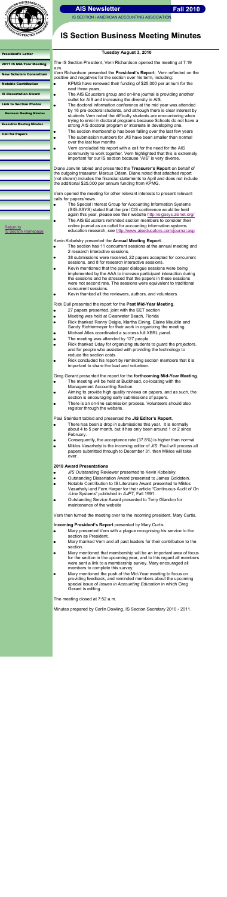# IS Section Business Meeting Minutes

**Tuesday August 3, 2010**

The IS Section President, Vern Richardson opened the meeting at 7:19 a.m.

Vern Richardson presented the **President's Report.** Vern reflected on the positive and negatives for the section over his term, including:

- KPMG have renewed their funding of $25,000 per annum for the next three years,
- The AIS Educators group and on-line journal is providing another outlet for AIS and increasing the diversity in AIS,
- The doctoral information conference at the mid year was attended by 16 pre-doctoral students, and although there is clear interest by students Vern noted the difficulty students are encountering when trying to enrol in doctoral programs because Schools do not have a strong AIS doctoral program or interests in developing one.
- The section membership has been falling over the last few years
- The submission numbers for *JIS* have been smaller than normal over the last few months
- Vern concluded his report with a call for the need for the AIS community to work together. Vern highlighted that this is extremely important for our IS section because "AIS" is very diverse.

Diane Janvrin tabled and presented the **Treasurer's Report** on behalf of the outgoing treasurer, Marcus Odam. Diane noted that attached report (not shown) includes the financial statements to April and does not include the additional $25,000 per annum funding from KPMG.

Vern opened the meeting for other relevant interests to present relevant calls for papers/news.

- The Special Interest Group for Accounting Information Systems (SIG-ASYS) stated that the pre ICIS conference would be held again this year, please see their website http://sigasys.aisnet.org/
- The AIS Educators reminded section members to consider their online journal as an outlet for accounting information systems education research, see http://www.aiseducators.com/journal.asp

Kevin Kobelsky presented the **Annual Meeting Report**.

- The section has 11 concurrent sessions at the annual meeting and 2 research interactive sessions.
- 38 submissions were received, 22 papers accepted for concurrent sessions, and 8 for research interactive sessions.
- Kevin mentioned that the paper dialogue sessions were being implemented by the AAA to increase participant interaction during the sessions and he stressed that the papers in these sessions were not second rate. The sessions were equivalent to traditional concurrent sessions.
- Kevin thanked all the reviewers, authors, and volunteers.

Rick Dull presented the report for the **Past Mid-Year Meeting**.

- 27 papers presented, joint with the SET section
- Meeting was held at Clearwater Beach, Florida
- Rick thanked Ronny Daigle, Martha Eining, Elaine Mauldin and Sandy Richtermeyer for their work in organizing the meeting.
- Michael Alles coordinated a success full XBRL panel.
- The meeting was attended by 127 people
- Rick thanked Uday for organizing students to guard the projectors, and for people who assisted with providing the technology to reduce the section costs
- Rick concluded his report by reminding section members that it is important to share the load and volunteer.

Greg Gerard presented the report for the **forthcoming Mid-Year Meeting**.

- The meeting will be held at Buckhead, co-locating with the Management Accounting Section
- Aiming to provide high quality reviews on papers, and as such, the section is encouraging early submissions of papers.
- There is an on-line submission process. Volunteers should also register through the website.

Paul Steinbart tabled and presented the ***JIS* Editor's Report**.

- There has been a drop in submissions this year. It is normally about 4 to 5 per month, but it has only been around 1 or 2 since February.
- Consequently, the acceptance rate (37.8%) is higher than normal
- Miklos Vasarhelyi is the incoming editor of *JIS*. Paul will process all papers submitted through to December 31, then Miklos will take over.

**2010 Award Presentations**

- *JIS* Outstanding Reviewer presented to Kevin Kobelsky.
- Outstanding Dissertation Award presented to James Goldstein.
- Notable Contribution to IS Literature Award presented to Miklos Vasarhelyi and Fern Harper for their article "Continuous Audit of On -Line Systems" published in *AJPT*, Fall 1991.
- Outstanding Service Award presented to Terry Glandon for maintenance of the website

Vern then turned the meeting over to the incoming president, Mary Curtis.

**Incoming President's Report** presented by Mary Curtis

- Mary presented Vern with a plague recognising his service to the section as President.
- Mary thanked Vern and all past leaders for their contribution to the section.
- Mary mentioned that membership will be an important area of focus for the section in the upcoming year, and to this regard all members were sent a link to a membership survey. Mary encouraged all members to complete this survey.
- Mary mentioned the push of the Mid-Year meeting to focus on providing feedback, and reminded members about the upcoming special issue of *Issues in Accounting Education* in which Greg Gerard is editing.

The meeting closed at 7:52 a.m.

Minutes prepared by Carlin Dowling, IS Section Secretary 2010 - 2011.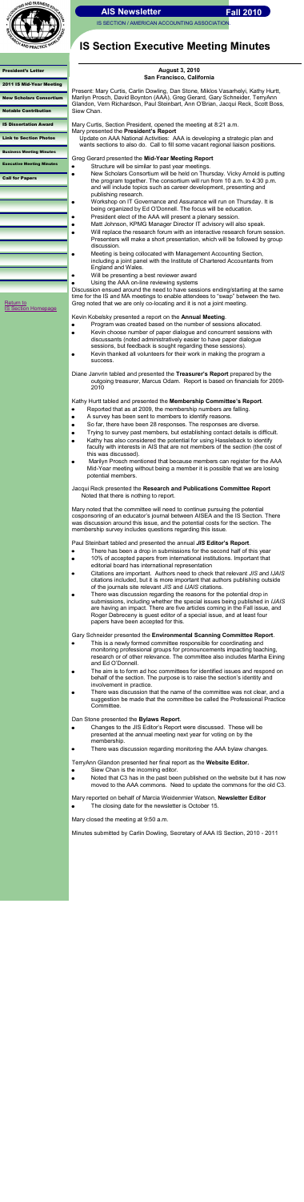AIS Newsletter Fall 2010

IS SECTION / AMERICAN ACCOUNTING ASSOCIATION

# IS Section Executive Meeting Minutes

- President's Letter
- 2011 IS Mid-Year Meeting
- New Scholars Consortium
- Notable Contribution
- IS Dissertation Award
- Link to Section Photos
- Business Meeting Minutes
- Executive Meeting Minutes
- Call for Papers

Return to IS Section Homepage

**August 3, 2010**
**San Francisco, California**

Present: Mary Curtis, Carlin Dowling, Dan Stone, Miklos Vasarhelyi, Kathy Hurtt, Marilyn Prosch, David Boynton (AAA), Greg Gerard, Gary Schneider, TerryAnn Glandon, Vern Richardson, Paul Steinbart, Ann O'Brian, Jacqui Reck, Scott Boss, Siew Chan.

Mary Curtis, Section President, opened the meeting at 8:21 a.m.
Mary presented the **President's Report**
Update on AAA National Activities: AAA is developing a strategic plan and wants sections to also do. Call to fill some vacant regional liaison positions.

Greg Gerard presented the **Mid-Year Meeting Report**

- Structure will be similar to past year meetings.
- New Scholars Consortium will be held on Thursday. Vicky Arnold is putting the program together. The consortium will run from 10 a.m. to 4:30 p.m. and will include topics such as career development, presenting and publishing research.
- Workshop on IT Governance and Assurance will run on Thursday. It is being organized by Ed O'Donnell. The focus will be education.
- President elect of the AAA will present a plenary session.
- Matt Johnson, KPMG Manager Director IT advisory will also speak.
- Will replace the research forum with an interactive research forum session. Presenters will make a short presentation, which will be followed by group discussion.
- Meeting is being collocated with Management Accounting Section, including a joint panel with the Institute of Chartered Accountants from England and Wales.
- Will be presenting a best reviewer award
- Using the AAA on-line reviewing systems

Discussion ensued around the need to have sessions ending/starting at the same time for the IS and MA meetings to enable attendees to "swap" between the two. Greg noted that we are only co-locating and it is not a joint meeting.

Kevin Kobelsky presented a report on the **Annual Meeting**.

- Program was created based on the number of sessions allocated.
- Kevin choose number of paper dialogue and concurrent sessions with discussants (noted administratively easier to have paper dialogue sessions, but feedback is sought regarding these sessions).
- Kevin thanked all volunteers for their work in making the program a success.

Diane Janvrin tabled and presented the **Treasurer's Report** prepared by the outgoing treasurer, Marcus Odam. Report is based on financials for 2009-2010

Kathy Hurtt tabled and presented the **Membership Committee's Report**.

- Reported that as at 2009, the membership numbers are falling.
- A survey has been sent to members to identify reasons.
- So far, there have been 28 responses. The responses are diverse.
- Trying to survey past members, but establishing contact details is difficult.
- Kathy has also considered the potential for using Hassleback to identify faculty with interests in AIS that are not members of the section (the cost of this was discussed).
- Marilyn Prosch mentioned that because members can register for the AAA Mid-Year meeting without being a member it is possible that we are losing potential members.

Jacqui Reck presented the **Research and Publications Committee Report** Noted that there is nothing to report.

Mary noted that the committee will need to continue pursuing the potential cosponsoring of an educator's journal between AISEA and the IS Section. There was discussion around this issue, and the potential costs for the section. The membership survey includes questions regarding this issue.

Paul Steinbart tabled and presented the annual ***JIS* Editor's Report**.

- There has been a drop in submissions for the second half of this year
- 10% of accepted papers from international institutions. Important that editorial board has international representation
- Citations are important. Authors need to check that relevant *JIS* and *IJAIS* citations included, but it is more important that authors publishing outside of the journals site relevant *JIS* and *IJAIS* citations.
- There was discussion regarding the reasons for the potential drop in submissions, including whether the special issues being published in *IJAIS* are having an impact. There are five articles coming in the Fall issue, and Roger Debreceny is guest editor of a special issue, and at least four papers have been accepted for this.

Gary Schneider presented the **Environmental Scanning Committee Report**.

- This is a newly formed committee responsible for coordinating and monitoring professional groups for pronouncements impacting teaching, research or of other relevance. The committee also includes Martha Eining and Ed O'Donnell.
- The aim is to form ad hoc committees for identified issues and respond on behalf of the section. The purpose is to raise the section's identity and involvement in practice.
- There was discussion that the name of the committee was not clear, and a suggestion be made that the committee be called the Professional Practice Committee.

Dan Stone presented the **Bylaws Report**.

- Changes to the JIS Editor's Report were discussed. These will be presented at the annual meeting next year for voting on by the membership.
- There was discussion regarding monitoring the AAA bylaw changes.

TerryAnn Glandon presented her final report as the **Website Editor.**

- Siew Chan is the incoming editor.
- Noted that C3 has in the past been published on the website but it has now moved to the AAA commons. Need to update the commons for the old C3.

Mary reported on behalf of Marcia Weidenmier Watson, **Newsletter Editor**

- The closing date for the newsletter is October 15.

Mary closed the meeting at 9:50 a.m.

Minutes submitted by Carlin Dowling, Secretary of AAA IS Section, 2010 - 2011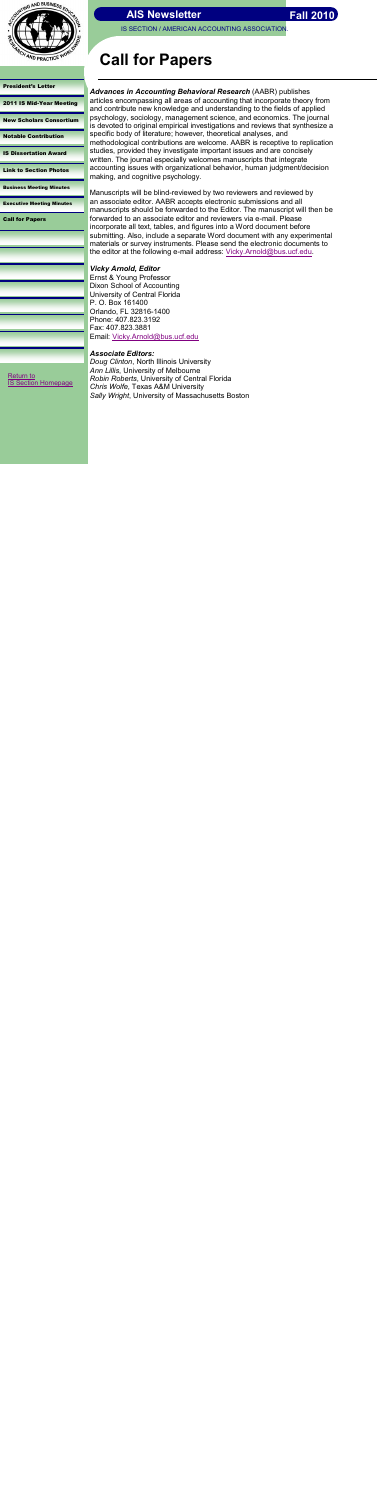# Call for Papers

***Advances in Accounting Behavioral Research*** (AABR) publishes articles encompassing all areas of accounting that incorporate theory from and contribute new knowledge and understanding to the fields of applied psychology, sociology, management science, and economics. The journal is devoted to original empirical investigations and reviews that synthesize a specific body of literature; however, theoretical analyses, and methodological contributions are welcome. AABR is receptive to replication studies, provided they investigate important issues and are concisely written. The journal especially welcomes manuscripts that integrate accounting issues with organizational behavior, human judgment/decision making, and cognitive psychology.

Manuscripts will be blind-reviewed by two reviewers and reviewed by an associate editor. AABR accepts electronic submissions and all manuscripts should be forwarded to the Editor. The manuscript will then be forwarded to an associate editor and reviewers via e-mail. Please incorporate all text, tables, and figures into a Word document before submitting. Also, include a separate Word document with any experimental materials or survey instruments. Please send the electronic documents to the editor at the following e-mail address: Vicky.Arnold@bus.ucf.edu.

***Vicky Arnold, Editor***
Ernst & Young Professor
Dixon School of Accounting
University of Central Florida
P. O. Box 161400
Orlando, FL 32816-1400
Phone: 407.823.3192
Fax: 407.823.3881
Email: Vicky.Arnold@bus.ucf.edu

***Associate Editors:***
*Doug Clinton*, North Illinois University
*Ann Lillis*, University of Melbourne
*Robin Roberts*, University of Central Florida
*Chris Wolfe*, Texas A&M University
*Sally Wright*, University of Massachusetts Boston